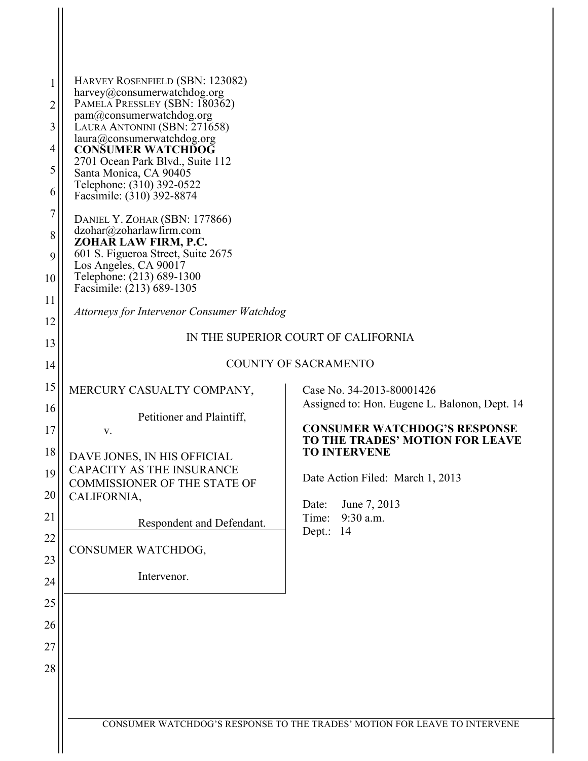HARVEY ROSENFIELD (SBN: 123082)
harvey@consumerwatchdog.org
PAMELA PRESSLEY (SBN: 180362)
pam@consumerwatchdog.org
LAURA ANTONINI (SBN: 271658)
laura@consumerwatchdog.org
**CONSUMER WATCHDOG**
2701 Ocean Park Blvd., Suite 112
Santa Monica, CA 90405
Telephone: (310) 392-0522
Facsimile: (310) 392-8874

DANIEL Y. ZOHAR (SBN: 177866)
dzohar@zoharlawfirm.com
**ZOHAR LAW FIRM, P.C.**
601 S. Figueroa Street, Suite 2675
Los Angeles, CA 90017
Telephone: (213) 689-1300
Facsimile: (213) 689-1305

*Attorneys for Intervenor Consumer Watchdog*

IN THE SUPERIOR COURT OF CALIFORNIA

COUNTY OF SACRAMENTO

| | |
|---|---|
| MERCURY CASUALTY COMPANY,<br><br>Petitioner and Plaintiff,<br><br>v.<br><br>DAVE JONES, IN HIS OFFICIAL CAPACITY AS THE INSURANCE COMMISSIONER OF THE STATE OF CALIFORNIA,<br><br>Respondent and Defendant. | Case No. 34-2013-80001426<br>Assigned to: Hon. Eugene L. Balonon, Dept. 14<br><br>**CONSUMER WATCHDOG'S RESPONSE TO THE TRADES' MOTION FOR LEAVE TO INTERVENE**<br><br>Date Action Filed: March 1, 2013<br><br>Date: June 7, 2013<br>Time: 9:30 a.m.<br>Dept.: 14 |
| CONSUMER WATCHDOG,<br><br>Intervenor. | |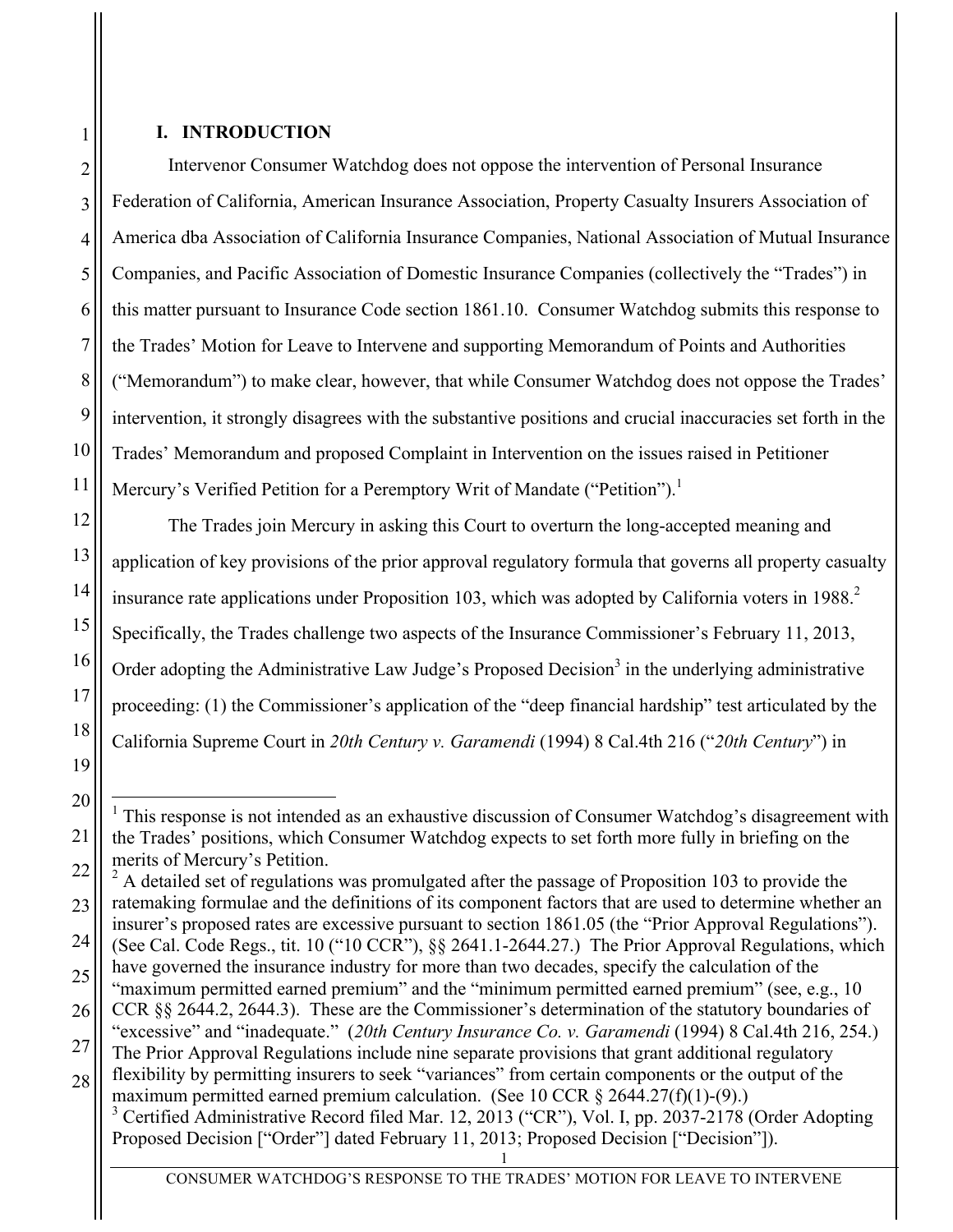## I. INTRODUCTION

Intervenor Consumer Watchdog does not oppose the intervention of Personal Insurance Federation of California, American Insurance Association, Property Casualty Insurers Association of America dba Association of California Insurance Companies, National Association of Mutual Insurance Companies, and Pacific Association of Domestic Insurance Companies (collectively the "Trades") in this matter pursuant to Insurance Code section 1861.10. Consumer Watchdog submits this response to the Trades' Motion for Leave to Intervene and supporting Memorandum of Points and Authorities ("Memorandum") to make clear, however, that while Consumer Watchdog does not oppose the Trades' intervention, it strongly disagrees with the substantive positions and crucial inaccuracies set forth in the Trades' Memorandum and proposed Complaint in Intervention on the issues raised in Petitioner Mercury's Verified Petition for a Peremptory Writ of Mandate ("Petition").[1]

The Trades join Mercury in asking this Court to overturn the long-accepted meaning and application of key provisions of the prior approval regulatory formula that governs all property casualty insurance rate applications under Proposition 103, which was adopted by California voters in 1988.[2] Specifically, the Trades challenge two aspects of the Insurance Commissioner's February 11, 2013, Order adopting the Administrative Law Judge's Proposed Decision[3] in the underlying administrative proceeding: (1) the Commissioner's application of the "deep financial hardship" test articulated by the California Supreme Court in *20th Century v. Garamendi* (1994) 8 Cal.4th 216 ("*20th Century*") in

---

[1] This response is not intended as an exhaustive discussion of Consumer Watchdog's disagreement with the Trades' positions, which Consumer Watchdog expects to set forth more fully in briefing on the merits of Mercury's Petition.

[2] A detailed set of regulations was promulgated after the passage of Proposition 103 to provide the ratemaking formulae and the definitions of its component factors that are used to determine whether an insurer's proposed rates are excessive pursuant to section 1861.05 (the "Prior Approval Regulations"). (See Cal. Code Regs., tit. 10 ("10 CCR"), §§ 2641.1-2644.27.) The Prior Approval Regulations, which have governed the insurance industry for more than two decades, specify the calculation of the "maximum permitted earned premium" and the "minimum permitted earned premium" (see, e.g., 10 CCR §§ 2644.2, 2644.3). These are the Commissioner's determination of the statutory boundaries of "excessive" and "inadequate." (*20th Century Insurance Co. v. Garamendi* (1994) 8 Cal.4th 216, 254.) The Prior Approval Regulations include nine separate provisions that grant additional regulatory flexibility by permitting insurers to seek "variances" from certain components or the output of the maximum permitted earned premium calculation. (See 10 CCR § 2644.27(f)(1)-(9).)

[3] Certified Administrative Record filed Mar. 12, 2013 ("CR"), Vol. I, pp. 2037-2178 (Order Adopting Proposed Decision ["Order"] dated February 11, 2013; Proposed Decision ["Decision"]).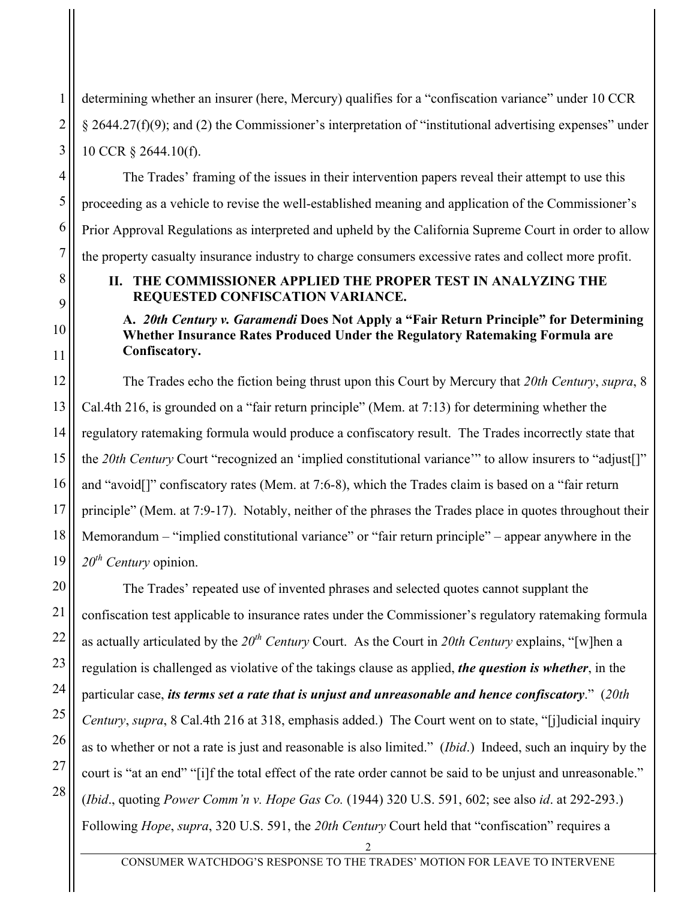determining whether an insurer (here, Mercury) qualifies for a "confiscation variance" under 10 CCR § 2644.27(f)(9); and (2) the Commissioner's interpretation of "institutional advertising expenses" under 10 CCR § 2644.10(f).

The Trades' framing of the issues in their intervention papers reveal their attempt to use this proceeding as a vehicle to revise the well-established meaning and application of the Commissioner's Prior Approval Regulations as interpreted and upheld by the California Supreme Court in order to allow the property casualty insurance industry to charge consumers excessive rates and collect more profit.

## II. THE COMMISSIONER APPLIED THE PROPER TEST IN ANALYZING THE REQUESTED CONFISCATION VARIANCE.

### A. *20th Century v. Garamendi* Does Not Apply a "Fair Return Principle" for Determining Whether Insurance Rates Produced Under the Regulatory Ratemaking Formula are Confiscatory.

The Trades echo the fiction being thrust upon this Court by Mercury that *20th Century*, *supra*, 8 Cal.4th 216, is grounded on a "fair return principle" (Mem. at 7:13) for determining whether the regulatory ratemaking formula would produce a confiscatory result. The Trades incorrectly state that the *20th Century* Court "recognized an 'implied constitutional variance'" to allow insurers to "adjust[]" and "avoid[]" confiscatory rates (Mem. at 7:6-8), which the Trades claim is based on a "fair return principle" (Mem. at 7:9-17). Notably, neither of the phrases the Trades place in quotes throughout their Memorandum – "implied constitutional variance" or "fair return principle" – appear anywhere in the *20th Century* opinion.

The Trades' repeated use of invented phrases and selected quotes cannot supplant the confiscation test applicable to insurance rates under the Commissioner's regulatory ratemaking formula as actually articulated by the *20th Century* Court. As the Court in *20th Century* explains, "[w]hen a regulation is challenged as violative of the takings clause as applied, ***the question is whether***, in the particular case, ***its terms set a rate that is unjust and unreasonable and hence confiscatory***." (*20th Century*, *supra*, 8 Cal.4th 216 at 318, emphasis added.) The Court went on to state, "[j]udicial inquiry as to whether or not a rate is just and reasonable is also limited." (*Ibid*.) Indeed, such an inquiry by the court is "at an end" "[i]f the total effect of the rate order cannot be said to be unjust and unreasonable." (*Ibid*., quoting *Power Comm'n v. Hope Gas Co.* (1944) 320 U.S. 591, 602; see also *id*. at 292-293.) Following *Hope*, *supra*, 320 U.S. 591, the *20th Century* Court held that "confiscation" requires a

CONSUMER WATCHDOG'S RESPONSE TO THE TRADES' MOTION FOR LEAVE TO INTERVENE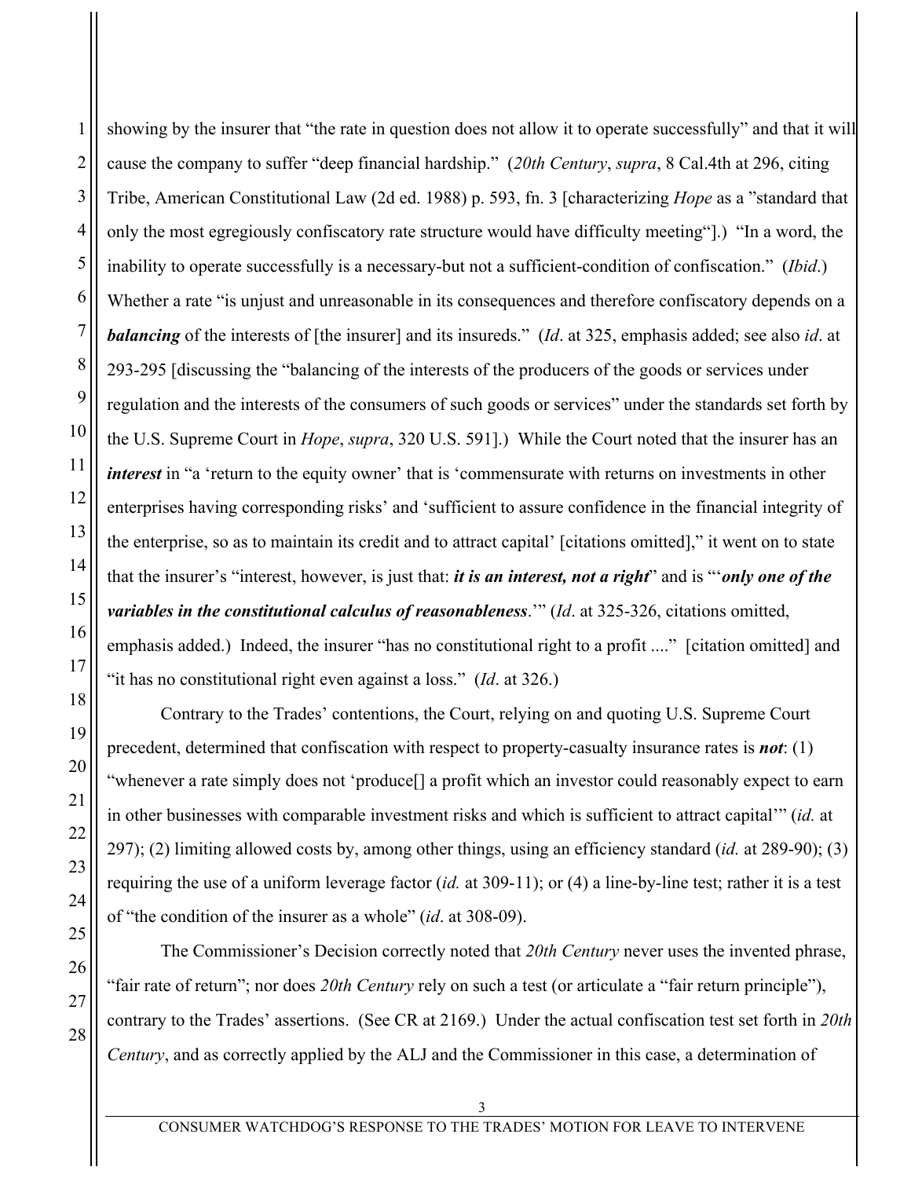showing by the insurer that "the rate in question does not allow it to operate successfully" and that it will cause the company to suffer "deep financial hardship." (*20th Century*, *supra*, 8 Cal.4th at 296, citing Tribe, American Constitutional Law (2d ed. 1988) p. 593, fn. 3 [characterizing *Hope* as a "standard that only the most egregiously confiscatory rate structure would have difficulty meeting"].) "In a word, the inability to operate successfully is a necessary-but not a sufficient-condition of confiscation." (*Ibid*.) Whether a rate "is unjust and unreasonable in its consequences and therefore confiscatory depends on a ***balancing*** of the interests of [the insurer] and its insureds." (*Id*. at 325, emphasis added; see also *id*. at 293-295 [discussing the "balancing of the interests of the producers of the goods or services under regulation and the interests of the consumers of such goods or services" under the standards set forth by the U.S. Supreme Court in *Hope*, *supra*, 320 U.S. 591].) While the Court noted that the insurer has an ***interest*** in "a 'return to the equity owner' that is 'commensurate with returns on investments in other enterprises having corresponding risks' and 'sufficient to assure confidence in the financial integrity of the enterprise, so as to maintain its credit and to attract capital' [citations omitted]," it went on to state that the insurer's "interest, however, is just that: ***it is an interest, not a right***" and is "'*'only one of the variables in the constitutional calculus of reasonableness*.'" (*Id*. at 325-326, citations omitted, emphasis added.) Indeed, the insurer "has no constitutional right to a profit ...." [citation omitted] and "it has no constitutional right even against a loss." (*Id*. at 326.)

Contrary to the Trades' contentions, the Court, relying on and quoting U.S. Supreme Court precedent, determined that confiscation with respect to property-casualty insurance rates is ***not***: (1) "whenever a rate simply does not 'produce[] a profit which an investor could reasonably expect to earn in other businesses with comparable investment risks and which is sufficient to attract capital'" (*id.* at 297); (2) limiting allowed costs by, among other things, using an efficiency standard (*id.* at 289-90); (3) requiring the use of a uniform leverage factor (*id.* at 309-11); or (4) a line-by-line test; rather it is a test of "the condition of the insurer as a whole" (*id*. at 308-09).

The Commissioner's Decision correctly noted that *20th Century* never uses the invented phrase, "fair rate of return"; nor does *20th Century* rely on such a test (or articulate a "fair return principle"), contrary to the Trades' assertions. (See CR at 2169.) Under the actual confiscation test set forth in *20th Century*, and as correctly applied by the ALJ and the Commissioner in this case, a determination of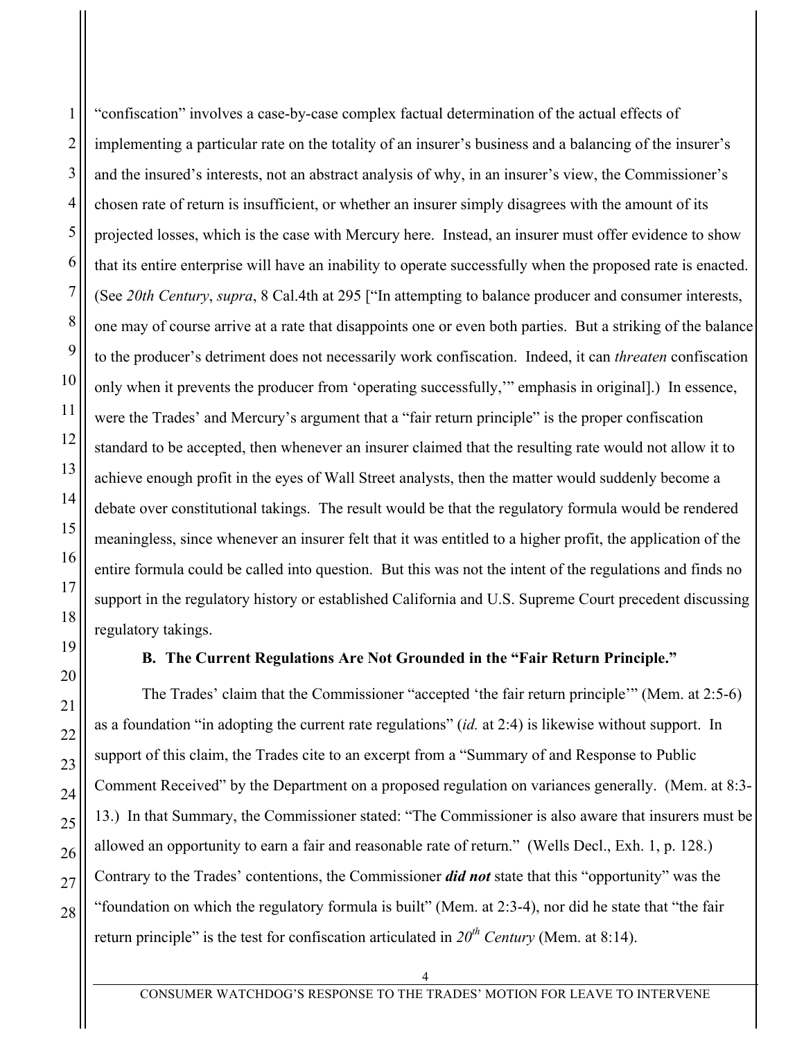"confiscation" involves a case-by-case complex factual determination of the actual effects of implementing a particular rate on the totality of an insurer's business and a balancing of the insurer's and the insured's interests, not an abstract analysis of why, in an insurer's view, the Commissioner's chosen rate of return is insufficient, or whether an insurer simply disagrees with the amount of its projected losses, which is the case with Mercury here. Instead, an insurer must offer evidence to show that its entire enterprise will have an inability to operate successfully when the proposed rate is enacted. (See *20th Century*, *supra*, 8 Cal.4th at 295 ["In attempting to balance producer and consumer interests, one may of course arrive at a rate that disappoints one or even both parties. But a striking of the balance to the producer's detriment does not necessarily work confiscation. Indeed, it can *threaten* confiscation only when it prevents the producer from 'operating successfully,'" emphasis in original].) In essence, were the Trades' and Mercury's argument that a "fair return principle" is the proper confiscation standard to be accepted, then whenever an insurer claimed that the resulting rate would not allow it to achieve enough profit in the eyes of Wall Street analysts, then the matter would suddenly become a debate over constitutional takings. The result would be that the regulatory formula would be rendered meaningless, since whenever an insurer felt that it was entitled to a higher profit, the application of the entire formula could be called into question. But this was not the intent of the regulations and finds no support in the regulatory history or established California and U.S. Supreme Court precedent discussing regulatory takings.

### B. The Current Regulations Are Not Grounded in the "Fair Return Principle."

The Trades' claim that the Commissioner "accepted 'the fair return principle'" (Mem. at 2:5-6) as a foundation "in adopting the current rate regulations" (*id.* at 2:4) is likewise without support. In support of this claim, the Trades cite to an excerpt from a "Summary of and Response to Public Comment Received" by the Department on a proposed regulation on variances generally. (Mem. at 8:3-13.) In that Summary, the Commissioner stated: "The Commissioner is also aware that insurers must be allowed an opportunity to earn a fair and reasonable rate of return." (Wells Decl., Exh. 1, p. 128.) Contrary to the Trades' contentions, the Commissioner ***did not*** state that this "opportunity" was the "foundation on which the regulatory formula is built" (Mem. at 2:3-4), nor did he state that "the fair return principle" is the test for confiscation articulated in *20th Century* (Mem. at 8:14).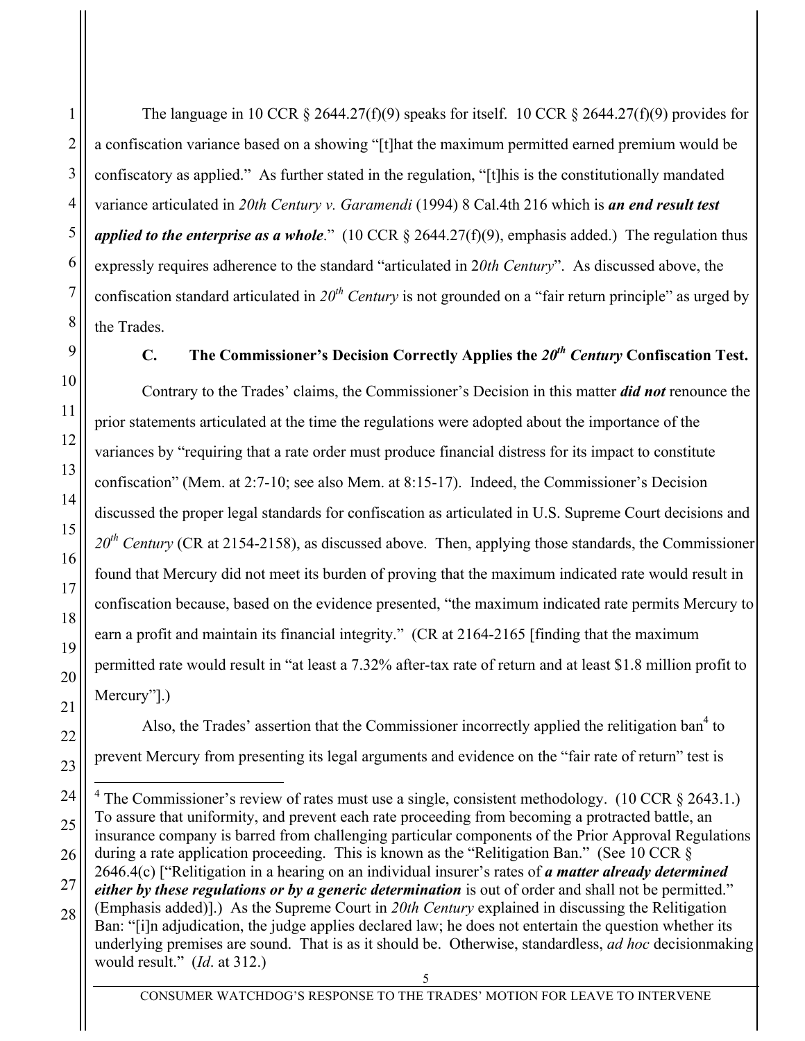The language in 10 CCR § 2644.27(f)(9) speaks for itself. 10 CCR § 2644.27(f)(9) provides for a confiscation variance based on a showing "[t]hat the maximum permitted earned premium would be confiscatory as applied." As further stated in the regulation, "[t]his is the constitutionally mandated variance articulated in *20th Century v. Garamendi* (1994) 8 Cal.4th 216 which is ***an end result test applied to the enterprise as a whole***." (10 CCR § 2644.27(f)(9), emphasis added.) The regulation thus expressly requires adherence to the standard "articulated in 2*0th Century*". As discussed above, the confiscation standard articulated in *20th Century* is not grounded on a "fair return principle" as urged by the Trades.

### C. The Commissioner's Decision Correctly Applies the *20th Century* Confiscation Test.

Contrary to the Trades' claims, the Commissioner's Decision in this matter ***did not*** renounce the prior statements articulated at the time the regulations were adopted about the importance of the variances by "requiring that a rate order must produce financial distress for its impact to constitute confiscation" (Mem. at 2:7-10; see also Mem. at 8:15-17). Indeed, the Commissioner's Decision discussed the proper legal standards for confiscation as articulated in U.S. Supreme Court decisions and *20th Century* (CR at 2154-2158), as discussed above. Then, applying those standards, the Commissioner found that Mercury did not meet its burden of proving that the maximum indicated rate would result in confiscation because, based on the evidence presented, "the maximum indicated rate permits Mercury to earn a profit and maintain its financial integrity." (CR at 2164-2165 [finding that the maximum permitted rate would result in "at least a 7.32% after-tax rate of return and at least $1.8 million profit to Mercury"].)

Also, the Trades' assertion that the Commissioner incorrectly applied the relitigation ban[4] to prevent Mercury from presenting its legal arguments and evidence on the "fair rate of return" test is

---

[4] The Commissioner's review of rates must use a single, consistent methodology. (10 CCR § 2643.1.) To assure that uniformity, and prevent each rate proceeding from becoming a protracted battle, an insurance company is barred from challenging particular components of the Prior Approval Regulations during a rate application proceeding. This is known as the "Relitigation Ban." (See 10 CCR § 2646.4(c) ["Relitigation in a hearing on an individual insurer's rates of ***a matter already determined either by these regulations or by a generic determination*** is out of order and shall not be permitted." (Emphasis added)].) As the Supreme Court in *20th Century* explained in discussing the Relitigation Ban: "[i]n adjudication, the judge applies declared law; he does not entertain the question whether its underlying premises are sound. That is as it should be. Otherwise, standardless, *ad hoc* decisionmaking would result." (*Id*. at 312.)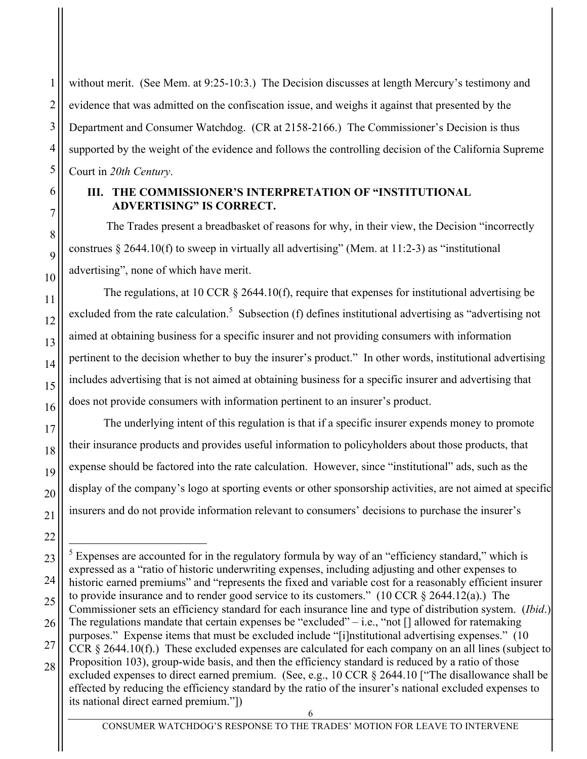without merit. (See Mem. at 9:25-10:3.) The Decision discusses at length Mercury's testimony and evidence that was admitted on the confiscation issue, and weighs it against that presented by the Department and Consumer Watchdog. (CR at 2158-2166.) The Commissioner's Decision is thus supported by the weight of the evidence and follows the controlling decision of the California Supreme Court in *20th Century*.

## III. THE COMMISSIONER'S INTERPRETATION OF "INSTITUTIONAL ADVERTISING" IS CORRECT.

The Trades present a breadbasket of reasons for why, in their view, the Decision "incorrectly construes § 2644.10(f) to sweep in virtually all advertising" (Mem. at 11:2-3) as "institutional advertising", none of which have merit.

The regulations, at 10 CCR § 2644.10(f), require that expenses for institutional advertising be excluded from the rate calculation.[5] Subsection (f) defines institutional advertising as "advertising not aimed at obtaining business for a specific insurer and not providing consumers with information pertinent to the decision whether to buy the insurer's product." In other words, institutional advertising includes advertising that is not aimed at obtaining business for a specific insurer and advertising that does not provide consumers with information pertinent to an insurer's product.

The underlying intent of this regulation is that if a specific insurer expends money to promote their insurance products and provides useful information to policyholders about those products, that expense should be factored into the rate calculation. However, since "institutional" ads, such as the display of the company's logo at sporting events or other sponsorship activities, are not aimed at specific insurers and do not provide information relevant to consumers' decisions to purchase the insurer's

---

[5] Expenses are accounted for in the regulatory formula by way of an "efficiency standard," which is expressed as a "ratio of historic underwriting expenses, including adjusting and other expenses to historic earned premiums" and "represents the fixed and variable cost for a reasonably efficient insurer to provide insurance and to render good service to its customers." (10 CCR § 2644.12(a).) The Commissioner sets an efficiency standard for each insurance line and type of distribution system. (*Ibid*.) The regulations mandate that certain expenses be "excluded" – i.e., "not [] allowed for ratemaking purposes." Expense items that must be excluded include "[i]nstitutional advertising expenses." (10 CCR § 2644.10(f).) These excluded expenses are calculated for each company on an all lines (subject to Proposition 103), group-wide basis, and then the efficiency standard is reduced by a ratio of those excluded expenses to direct earned premium. (See, e.g., 10 CCR § 2644.10 ["The disallowance shall be effected by reducing the efficiency standard by the ratio of the insurer's national excluded expenses to its national direct earned premium."])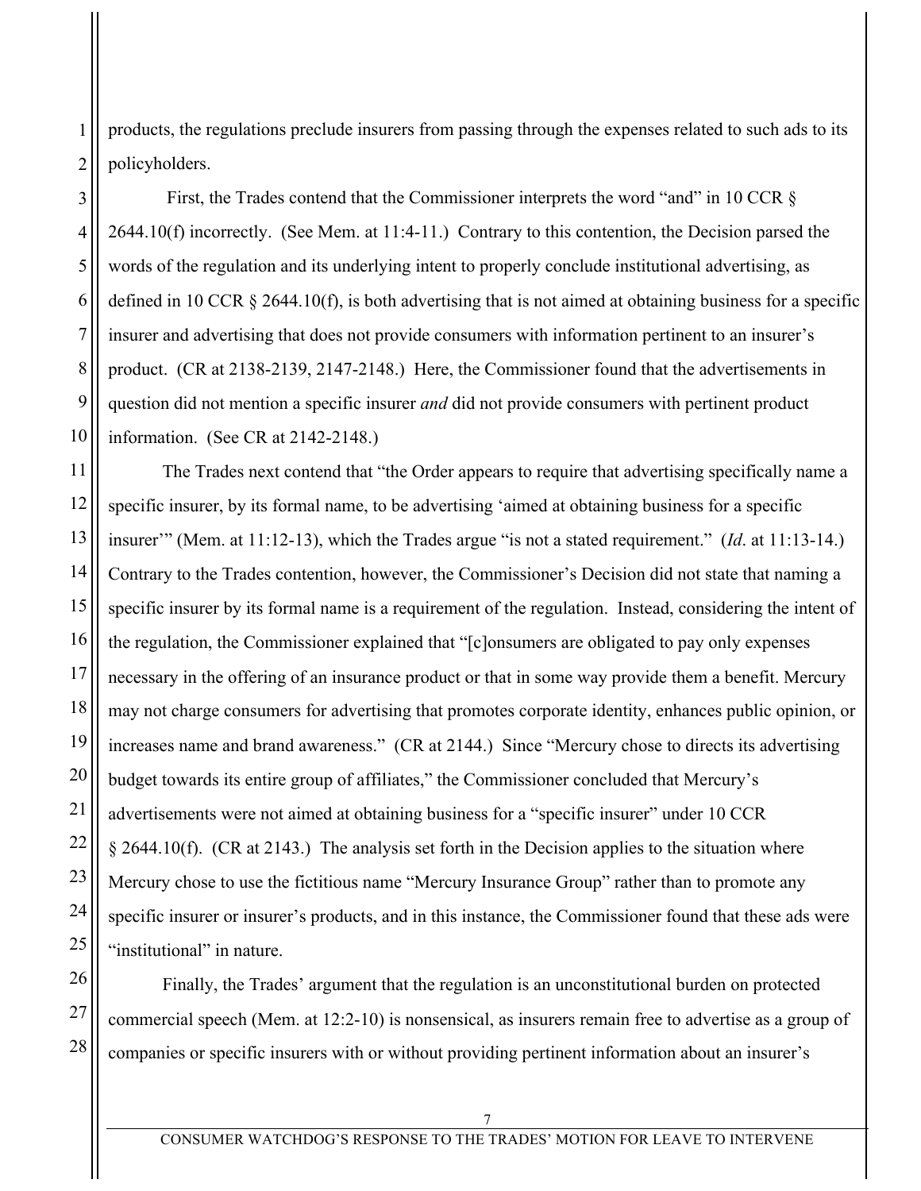products, the regulations preclude insurers from passing through the expenses related to such ads to its policyholders.

First, the Trades contend that the Commissioner interprets the word "and" in 10 CCR § 2644.10(f) incorrectly. (See Mem. at 11:4-11.) Contrary to this contention, the Decision parsed the words of the regulation and its underlying intent to properly conclude institutional advertising, as defined in 10 CCR § 2644.10(f), is both advertising that is not aimed at obtaining business for a specific insurer and advertising that does not provide consumers with information pertinent to an insurer's product. (CR at 2138-2139, 2147-2148.) Here, the Commissioner found that the advertisements in question did not mention a specific insurer *and* did not provide consumers with pertinent product information. (See CR at 2142-2148.)

The Trades next contend that "the Order appears to require that advertising specifically name a specific insurer, by its formal name, to be advertising 'aimed at obtaining business for a specific insurer'" (Mem. at 11:12-13), which the Trades argue "is not a stated requirement." (*Id*. at 11:13-14.) Contrary to the Trades contention, however, the Commissioner's Decision did not state that naming a specific insurer by its formal name is a requirement of the regulation. Instead, considering the intent of the regulation, the Commissioner explained that "[c]onsumers are obligated to pay only expenses necessary in the offering of an insurance product or that in some way provide them a benefit. Mercury may not charge consumers for advertising that promotes corporate identity, enhances public opinion, or increases name and brand awareness." (CR at 2144.) Since "Mercury chose to directs its advertising budget towards its entire group of affiliates," the Commissioner concluded that Mercury's advertisements were not aimed at obtaining business for a "specific insurer" under 10 CCR § 2644.10(f). (CR at 2143.) The analysis set forth in the Decision applies to the situation where Mercury chose to use the fictitious name "Mercury Insurance Group" rather than to promote any specific insurer or insurer's products, and in this instance, the Commissioner found that these ads were "institutional" in nature.

Finally, the Trades' argument that the regulation is an unconstitutional burden on protected commercial speech (Mem. at 12:2-10) is nonsensical, as insurers remain free to advertise as a group of companies or specific insurers with or without providing pertinent information about an insurer's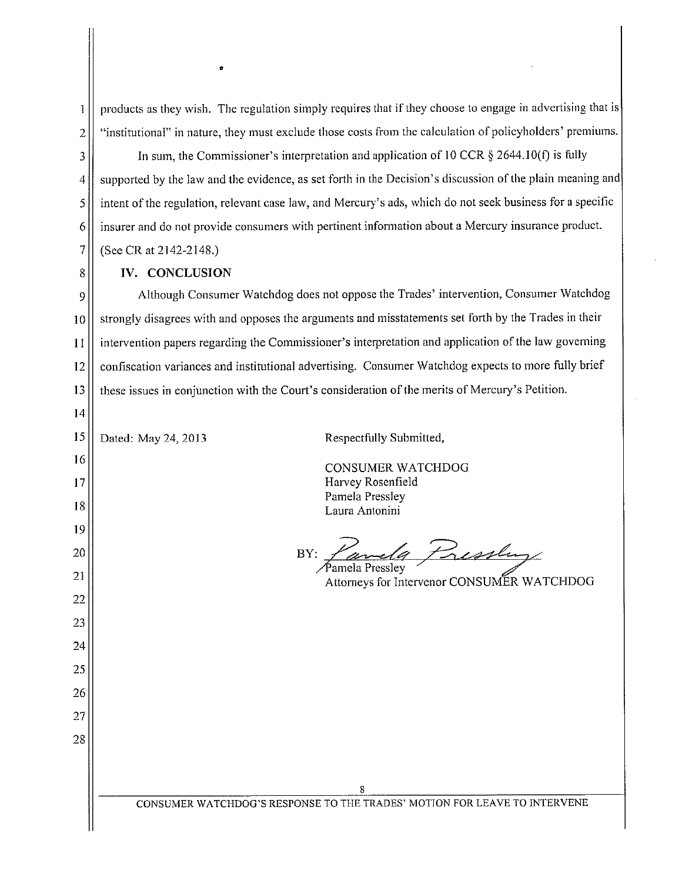products as they wish. The regulation simply requires that if they choose to engage in advertising that is "institutional" in nature, they must exclude those costs from the calculation of policyholders' premiums.

In sum, the Commissioner's interpretation and application of 10 CCR § 2644.10(f) is fully supported by the law and the evidence, as set forth in the Decision's discussion of the plain meaning and intent of the regulation, relevant case law, and Mercury's ads, which do not seek business for a specific insurer and do not provide consumers with pertinent information about a Mercury insurance product. (See CR at 2142-2148.)

## IV. CONCLUSION

Although Consumer Watchdog does not oppose the Trades' intervention, Consumer Watchdog strongly disagrees with and opposes the arguments and misstatements set forth by the Trades in their intervention papers regarding the Commissioner's interpretation and application of the law governing confiscation variances and institutional advertising. Consumer Watchdog expects to more fully brief these issues in conjunction with the Court's consideration of the merits of Mercury's Petition.

Dated: May 24, 2013

Respectfully Submitted,

CONSUMER WATCHDOG
Harvey Rosenfield
Pamela Pressley
Laura Antonini

BY: *Pamela Pressley*
Pamela Pressley
Attorneys for Intervenor CONSUMER WATCHDOG

CONSUMER WATCHDOG'S RESPONSE TO THE TRADES' MOTION FOR LEAVE TO INTERVENE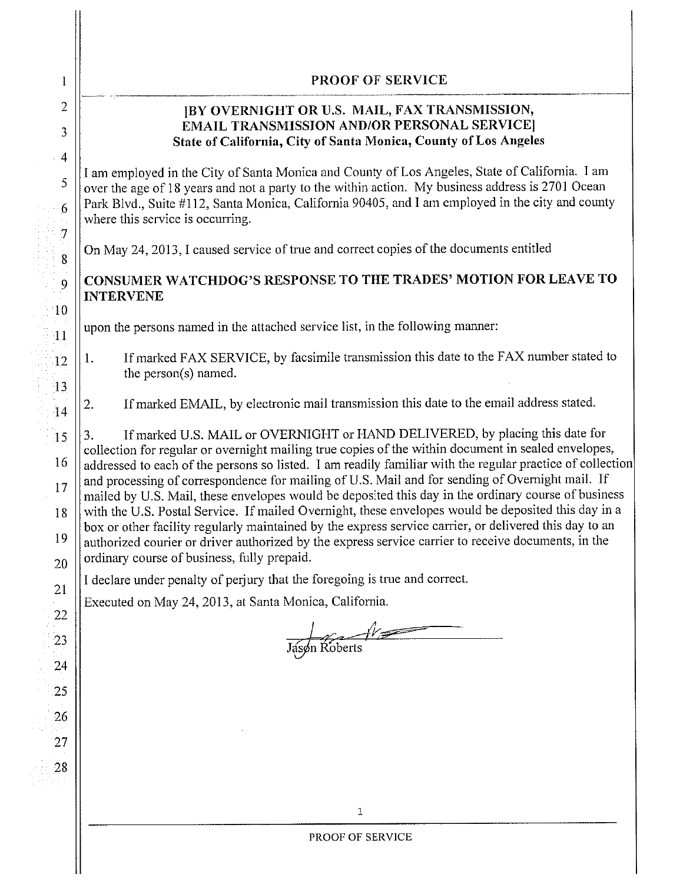# PROOF OF SERVICE

**[BY OVERNIGHT OR U.S. MAIL, FAX TRANSMISSION, EMAIL TRANSMISSION AND/OR PERSONAL SERVICE]**
**State of California, City of Santa Monica, County of Los Angeles**

I am employed in the City of Santa Monica and County of Los Angeles, State of California. I am over the age of 18 years and not a party to the within action. My business address is 2701 Ocean Park Blvd., Suite #112, Santa Monica, California 90405, and I am employed in the city and county where this service is occurring.

On May 24, 2013, I caused service of true and correct copies of the documents entitled

**CONSUMER WATCHDOG'S RESPONSE TO THE TRADES' MOTION FOR LEAVE TO INTERVENE**

upon the persons named in the attached service list, in the following manner:

1. If marked FAX SERVICE, by facsimile transmission this date to the FAX number stated to the person(s) named.

2. If marked EMAIL, by electronic mail transmission this date to the email address stated.

3. If marked U.S. MAIL or OVERNIGHT or HAND DELIVERED, by placing this date for collection for regular or overnight mailing true copies of the within document in sealed envelopes, addressed to each of the persons so listed. I am readily familiar with the regular practice of collection and processing of correspondence for mailing of U.S. Mail and for sending of Overnight mail. If mailed by U.S. Mail, these envelopes would be deposited this day in the ordinary course of business with the U.S. Postal Service. If mailed Overnight, these envelopes would be deposited this day in a box or other facility regularly maintained by the express service carrier, or delivered this day to an authorized courier or driver authorized by the express service carrier to receive documents, in the ordinary course of business, fully prepaid.

I declare under penalty of perjury that the foregoing is true and correct.

Executed on May 24, 2013, at Santa Monica, California.

Jason Roberts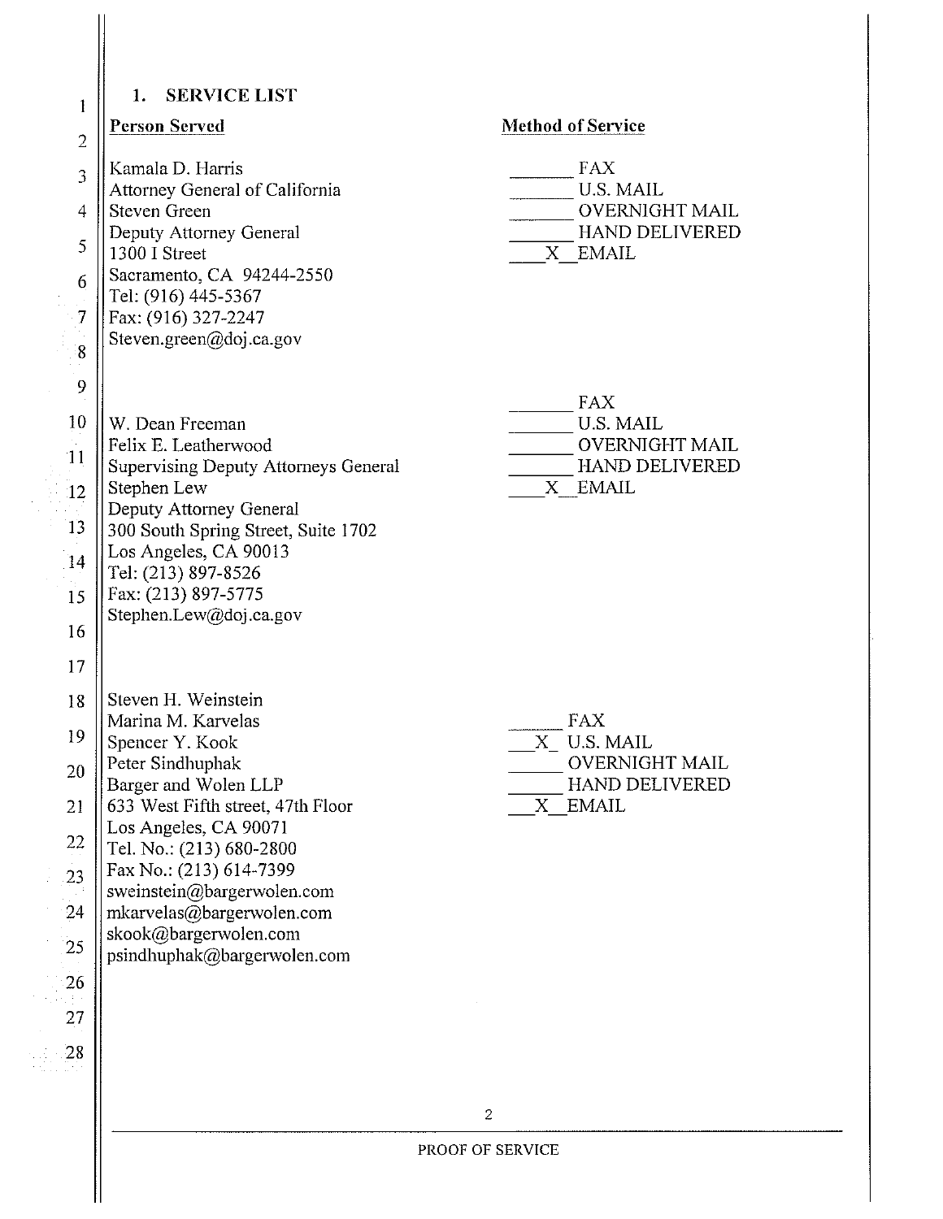## 1. SERVICE LIST

| Person Served | Method of Service |
| --- | --- |
| Kamala D. Harris<br>Attorney General of California<br>Steven Green<br>Deputy Attorney General<br>1300 I Street<br>Sacramento, CA 94244-2550<br>Tel: (916) 445-5367<br>Fax: (916) 327-2247<br>Steven.green@doj.ca.gov | _______ FAX<br>_______ U.S. MAIL<br>_______ OVERNIGHT MAIL<br>_______ HAND DELIVERED<br>___X__ EMAIL |
| W. Dean Freeman<br>Felix E. Leatherwood<br>Supervising Deputy Attorneys General<br>Stephen Lew<br>Deputy Attorney General<br>300 South Spring Street, Suite 1702<br>Los Angeles, CA 90013<br>Tel: (213) 897-8526<br>Fax: (213) 897-5775<br>Stephen.Lew@doj.ca.gov | _______ FAX<br>_______ U.S. MAIL<br>_______ OVERNIGHT MAIL<br>_______ HAND DELIVERED<br>___X__ EMAIL |
| Steven H. Weinstein<br>Marina M. Karvelas<br>Spencer Y. Kook<br>Peter Sindhuphak<br>Barger and Wolen LLP<br>633 West Fifth street, 47th Floor<br>Los Angeles, CA 90071<br>Tel. No.: (213) 680-2800<br>Fax No.: (213) 614-7399<br>sweinstein@bargerwolen.com<br>mkarvelas@bargerwolen.com<br>skook@bargerwolen.com<br>psindhuphak@bargerwolen.com | ______ FAX<br>___X_ U.S. MAIL<br>______ OVERNIGHT MAIL<br>______ HAND DELIVERED<br>___X__ EMAIL |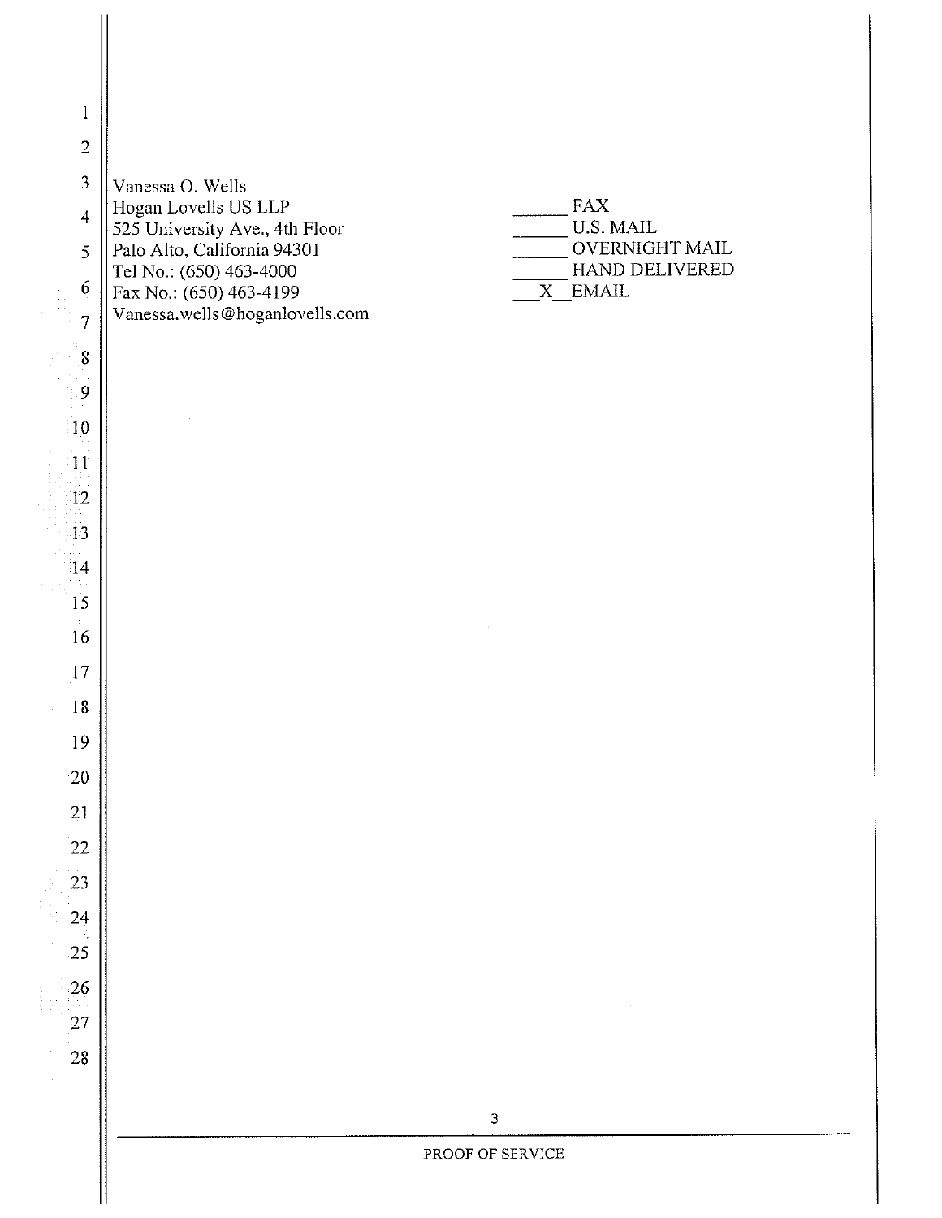Vanessa O. Wells
Hogan Lovells US LLP
525 University Ave., 4th Floor
Palo Alto, California 94301
Tel No.: (650) 463-4000
Fax No.: (650) 463-4199
Vanessa.wells@hoganlovells.com

______ FAX
______ U.S. MAIL
______ OVERNIGHT MAIL
______ HAND DELIVERED
___X__ EMAIL

PROOF OF SERVICE